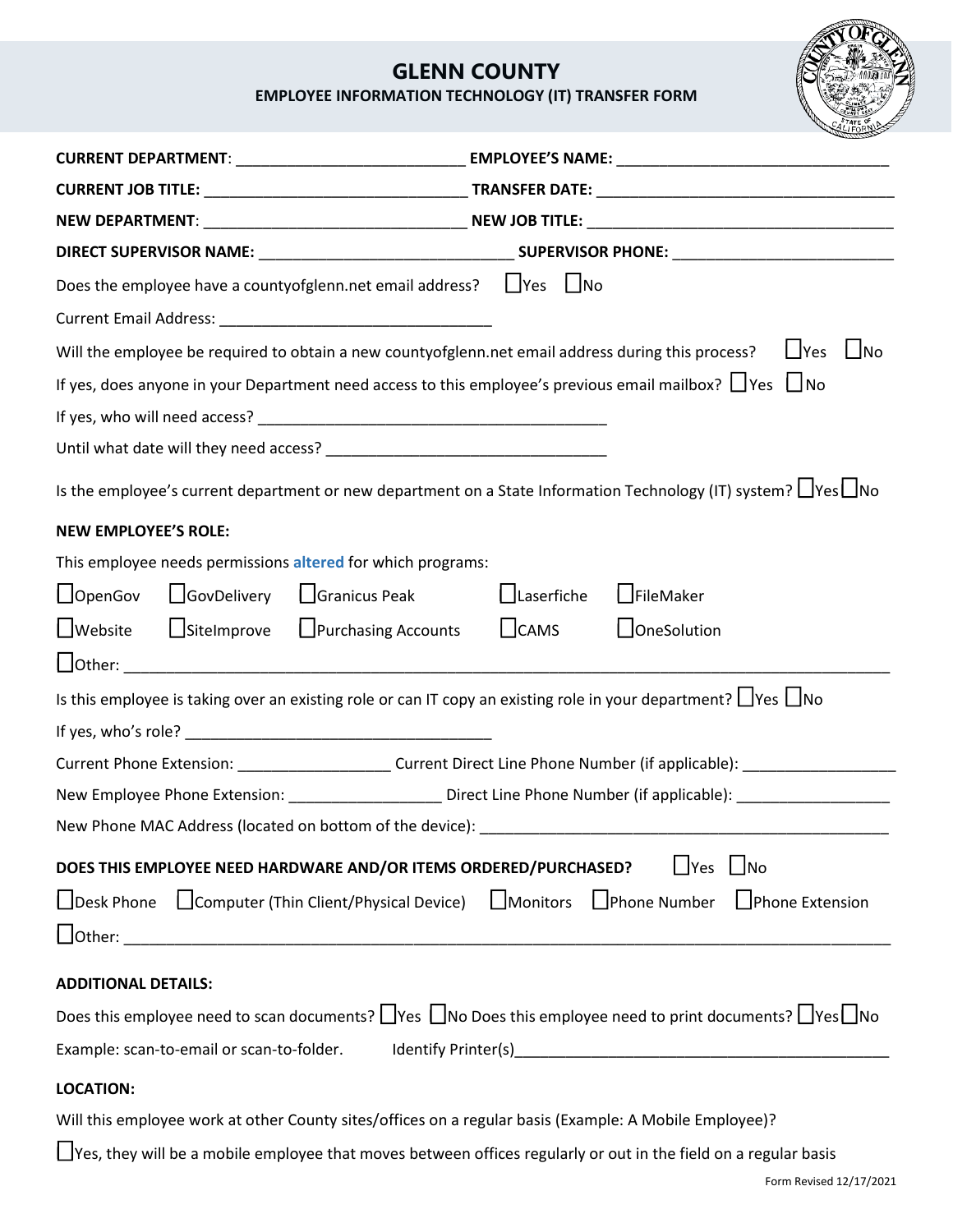# GLENN COUNTY

## EMPLOYEE INFORMATION TECHNOLOGY (IT) TRANSFER FORM

**CURRENT DEPARTMENT**: ___________________________ **EMPLOYEE'S NAME**: ________________________________

**CURRENT JOB TITLE**: _______________________________ **TRANSFER DATE**: __________________________________

**NEW DEPARTMENT**: _______________________________ **NEW JOB TITLE**: ____________________________________

**DIRECT SUPERVISOR NAME**: ____________________________ **SUPERVISOR PHONE**: _________________________

Does the employee have a countyofglenn.net email address? ☐Yes ☐No

Current Email Address: ________________________________

Will the employee be required to obtain a new countyofglenn.net email address during this process? ☐Yes ☐No

If yes, does anyone in your Department need access to this employee's previous email mailbox? ☐Yes ☐No

If yes, who will need access? __________________________________________

Until what date will they need access? ________________________________

Is the employee's current department or new department on a State Information Technology (IT) system? ☐Yes ☐No

**NEW EMPLOYEE'S ROLE:**

This employee needs permissions **altered** for which programs:

☐OpenGov ☐GovDelivery ☐Granicus Peak ☐Laserfiche ☐FileMaker

☐Website ☐SiteImprove ☐Purchasing Accounts ☐CAMS ☐OneSolution

☐Other: ____________________________________________________________________________________

Is this employee taking over an existing role or can IT copy an existing role in your department? ☐Yes ☐No

If yes, who's role? ____________________________________

Current Phone Extension: __________________ Current Direct Line Phone Number (if applicable): __________________

New Employee Phone Extension: __________________ Direct Line Phone Number (if applicable): __________________

New Phone MAC Address (located on bottom of the device): _______________________________________________

**DOES THIS EMPLOYEE NEED HARDWARE AND/OR ITEMS ORDERED/PURCHASED?** ☐Yes ☐No

☐Desk Phone ☐Computer (Thin Client/Physical Device) ☐Monitors ☐Phone Number ☐Phone Extension

☐Other: ____________________________________________________________________________________

**ADDITIONAL DETAILS:**

Does this employee need to scan documents? ☐Yes ☐No Does this employee need to print documents? ☐Yes ☐No

Example: scan-to-email or scan-to-folder. Identify Printer(s)____________________________________________

**LOCATION:**

Will this employee work at other County sites/offices on a regular basis (Example: A Mobile Employee)?

☐Yes, they will be a mobile employee that moves between offices regularly or out in the field on a regular basis

Form Revised 12/17/2021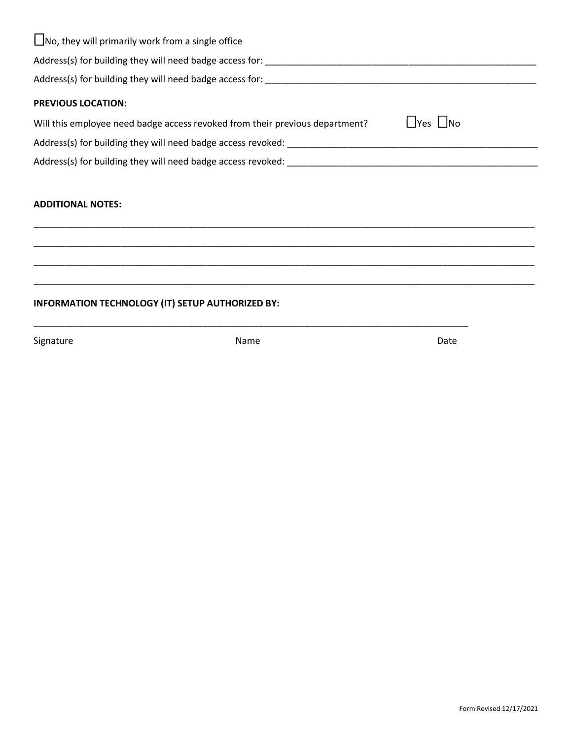☐No, they will primarily work from a single office

Address(s) for building they will need badge access for: _______________________________________________

Address(s) for building they will need badge access for: _______________________________________________

**PREVIOUS LOCATION:**

Will this employee need badge access revoked from their previous department? ☐Yes ☐No

Address(s) for building they will need badge access revoked: _____________________________________________

Address(s) for building they will need badge access revoked: _____________________________________________

**ADDITIONAL NOTES:**

______________________________________________________________________________________________

______________________________________________________________________________________________

______________________________________________________________________________________________

______________________________________________________________________________________________

**INFORMATION TECHNOLOGY (IT) SETUP AUTHORIZED BY:**

_________________________________________________________________________________

Signature Name Date

Form Revised 12/17/2021